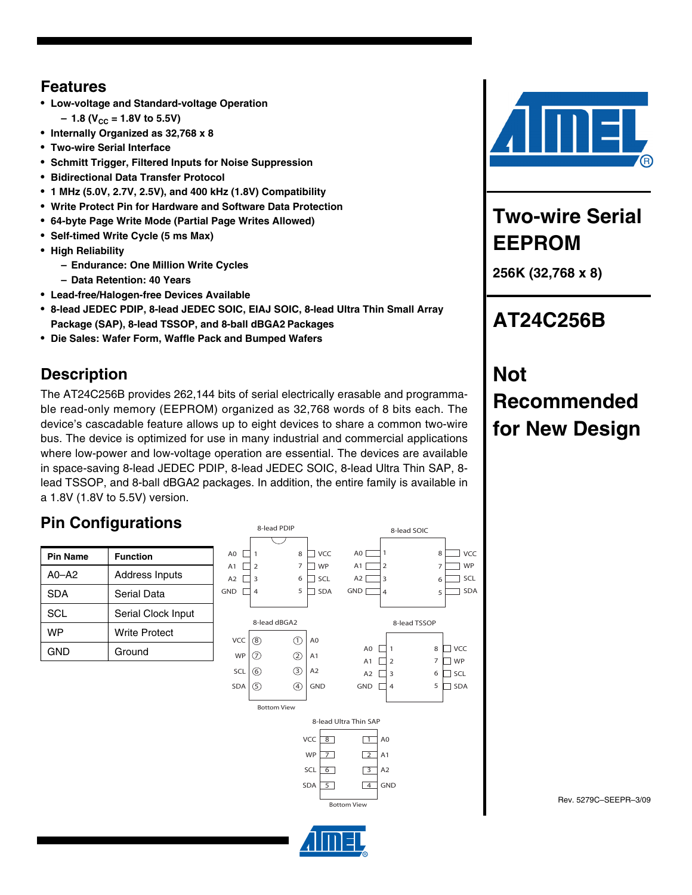# Two-wire Serial EEPROM

256K (32,768 x 8)

# AT24C256B

# Not Recommended for New Design

## Features

- Low-voltage and Standard-voltage Operation
  - 1.8 ($V_{CC}$ = 1.8V to 5.5V)
- Internally Organized as 32,768 x 8
- Two-wire Serial Interface
- Schmitt Trigger, Filtered Inputs for Noise Suppression
- Bidirectional Data Transfer Protocol
- 1 MHz (5.0V, 2.7V, 2.5V), and 400 kHz (1.8V) Compatibility
- Write Protect Pin for Hardware and Software Data Protection
- 64-byte Page Write Mode (Partial Page Writes Allowed)
- Self-timed Write Cycle (5 ms Max)
- High Reliability
  - Endurance: One Million Write Cycles
  - Data Retention: 40 Years
- Lead-free/Halogen-free Devices Available
- 8-lead JEDEC PDIP, 8-lead JEDEC SOIC, EIAJ SOIC, 8-lead Ultra Thin Small Array Package (SAP), 8-lead TSSOP, and 8-ball dBGA2 Packages
- Die Sales: Wafer Form, Waffle Pack and Bumped Wafers

## Description

The AT24C256B provides 262,144 bits of serial electrically erasable and programmable read-only memory (EEPROM) organized as 32,768 words of 8 bits each. The device's cascadable feature allows up to eight devices to share a common two-wire bus. The device is optimized for use in many industrial and commercial applications where low-power and low-voltage operation are essential. The devices are available in space-saving 8-lead JEDEC PDIP, 8-lead JEDEC SOIC, 8-lead Ultra Thin SAP, 8-lead TSSOP, and 8-ball dBGA2 packages. In addition, the entire family is available in a 1.8V (1.8V to 5.5V) version.

## Pin Configurations

| Pin Name | Function |
|---|---|
| A0–A2 | Address Inputs |
| SDA | Serial Data |
| SCL | Serial Clock Input |
| WP | Write Protect |
| GND | Ground |

8-lead PDIP

| Pin | Name | Pin | Name |
|---|---|---|---|
| 1 | A0 | 8 | VCC |
| 2 | A1 | 7 | WP |
| 3 | A2 | 6 | SCL |
| 4 | GND | 5 | SDA |

8-lead SOIC

| Pin | Name | Pin | Name |
|---|---|---|---|
| 1 | A0 | 8 | VCC |
| 2 | A1 | 7 | WP |
| 3 | A2 | 6 | SCL |
| 4 | GND | 5 | SDA |

8-lead dBGA2 (Bottom View)

| Name | Ball | Ball | Name |
|---|---|---|---|
| VCC | 8 | 1 | A0 |
| WP | 7 | 2 | A1 |
| SCL | 6 | 3 | A2 |
| SDA | 5 | 4 | GND |

8-lead TSSOP

| Pin | Name | Pin | Name |
|---|---|---|---|
| 1 | A0 | 8 | VCC |
| 2 | A1 | 7 | WP |
| 3 | A2 | 6 | SCL |
| 4 | GND | 5 | SDA |

8-lead Ultra Thin SAP (Bottom View)

| Name | Pin | Pin | Name |
|---|---|---|---|
| VCC | 8 | 1 | A0 |
| WP | 7 | 2 | A1 |
| SCL | 6 | 3 | A2 |
| SDA | 5 | 4 | GND |

Rev. 5279C–SEEPR–3/09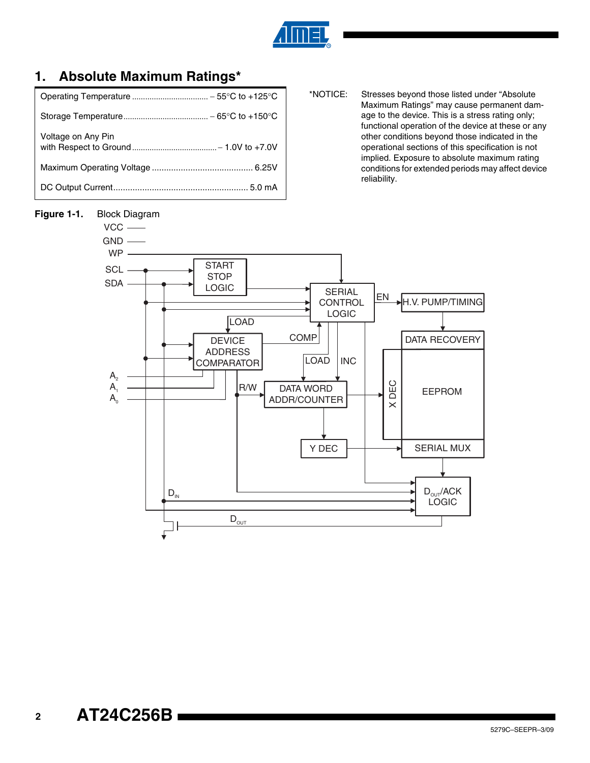# 1. Absolute Maximum Ratings*

| | |
|---|---|
| Operating Temperature | − 55°C to +125°C |
| Storage Temperature | − 65°C to +150°C |
| Voltage on Any Pin with Respect to Ground | − 1.0V to +7.0V |
| Maximum Operating Voltage | 6.25V |
| DC Output Current | 5.0 mA |

*NOTICE: Stresses beyond those listed under "Absolute Maximum Ratings" may cause permanent damage to the device. This is a stress rating only; functional operation of the device at these or any other conditions beyond those indicated in the operational sections of this specification is not implied. Exposure to absolute maximum rating conditions for extended periods may affect device reliability.

**Figure 1-1.** Block Diagram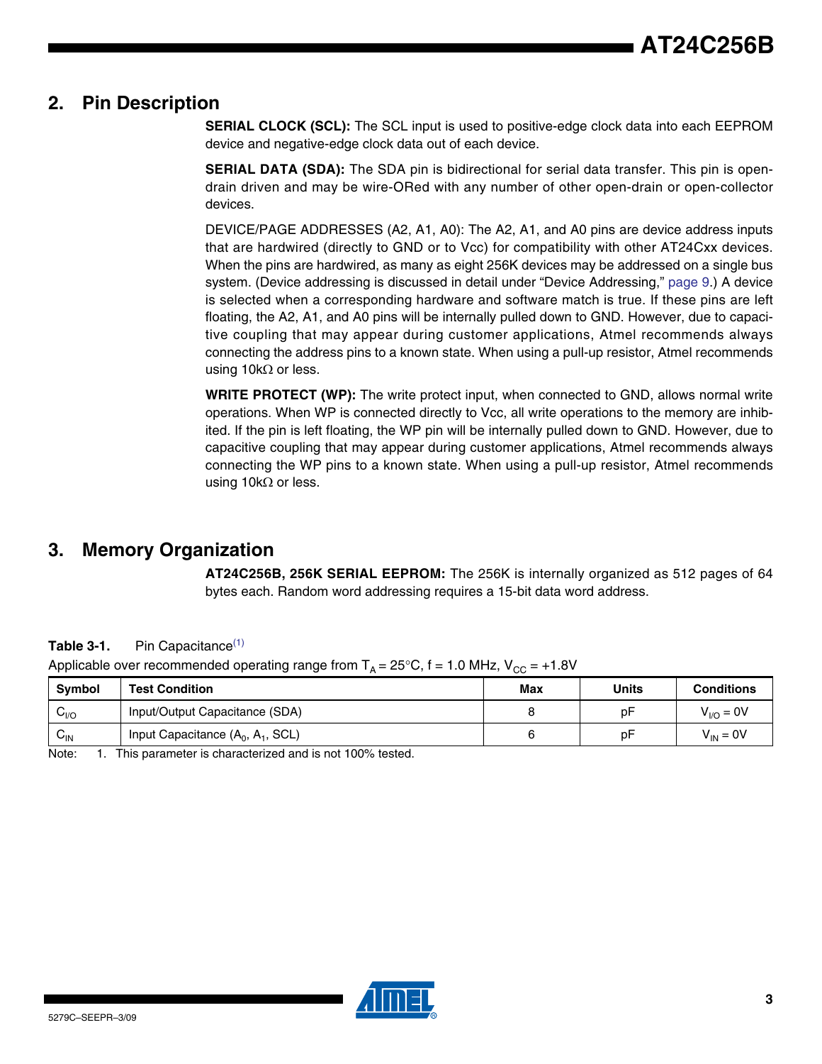## 2. Pin Description

**SERIAL CLOCK (SCL):** The SCL input is used to positive-edge clock data into each EEPROM device and negative-edge clock data out of each device.

**SERIAL DATA (SDA):** The SDA pin is bidirectional for serial data transfer. This pin is open-drain driven and may be wire-ORed with any number of other open-drain or open-collector devices.

DEVICE/PAGE ADDRESSES (A2, A1, A0): The A2, A1, and A0 pins are device address inputs that are hardwired (directly to GND or to Vcc) for compatibility with other AT24Cxx devices. When the pins are hardwired, as many as eight 256K devices may be addressed on a single bus system. (Device addressing is discussed in detail under "Device Addressing," page 9.) A device is selected when a corresponding hardware and software match is true. If these pins are left floating, the A2, A1, and A0 pins will be internally pulled down to GND. However, due to capacitive coupling that may appear during customer applications, Atmel recommends always connecting the address pins to a known state. When using a pull-up resistor, Atmel recommends using 10kΩ or less.

**WRITE PROTECT (WP):** The write protect input, when connected to GND, allows normal write operations. When WP is connected directly to Vcc, all write operations to the memory are inhibited. If the pin is left floating, the WP pin will be internally pulled down to GND. However, due to capacitive coupling that may appear during customer applications, Atmel recommends always connecting the WP pins to a known state. When using a pull-up resistor, Atmel recommends using 10kΩ or less.

## 3. Memory Organization

**AT24C256B, 256K SERIAL EEPROM:** The 256K is internally organized as 512 pages of 64 bytes each. Random word addressing requires a 15-bit data word address.

**Table 3-1.** Pin Capacitance[(1)]

Applicable over recommended operating range from $T_A = 25°C$, f = 1.0 MHz, $V_{CC} = +1.8V$

| Symbol | Test Condition | Max | Units | Conditions |
|---|---|---|---|---|
| $C_{I/O}$ | Input/Output Capacitance (SDA) | 8 | pF | $V_{I/O} = 0V$ |
| $C_{IN}$ | Input Capacitance ($A_0$, $A_1$, SCL) | 6 | pF | $V_{IN} = 0V$ |

Note: 1. This parameter is characterized and is not 100% tested.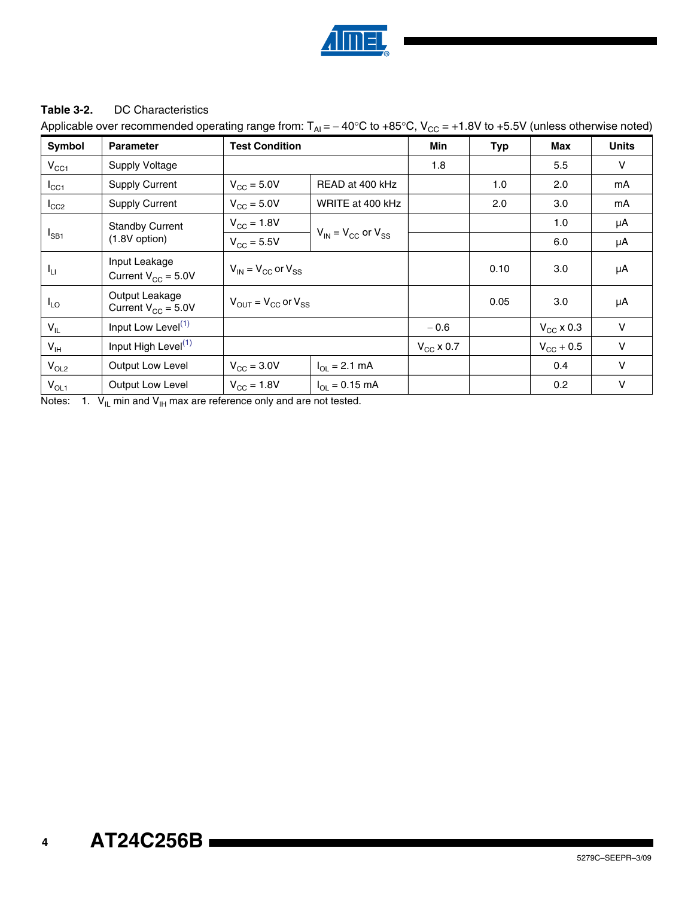**Table 3-2.** DC Characteristics

Applicable over recommended operating range from: $T_{AI}$ = – 40°C to +85°C, $V_{CC}$ = +1.8V to +5.5V (unless otherwise noted)

| Symbol | Parameter | Test Condition | | Min | Typ | Max | Units |
|---|---|---|---|---|---|---|---|
| $V_{CC1}$ | Supply Voltage | | | 1.8 | | 5.5 | V |
| $I_{CC1}$ | Supply Current | $V_{CC}$ = 5.0V | READ at 400 kHz | | 1.0 | 2.0 | mA |
| $I_{CC2}$ | Supply Current | $V_{CC}$ = 5.0V | WRITE at 400 kHz | | 2.0 | 3.0 | mA |
| $I_{SB1}$ | Standby Current (1.8V option) | $V_{CC}$ = 1.8V | $V_{IN}$ = $V_{CC}$ or $V_{SS}$ | | | 1.0 | μA |
| | | $V_{CC}$ = 5.5V | | | | 6.0 | μA |
| $I_{LI}$ | Input Leakage Current $V_{CC}$ = 5.0V | $V_{IN}$ = $V_{CC}$ or $V_{SS}$ | | | 0.10 | 3.0 | μA |
| $I_{LO}$ | Output Leakage Current $V_{CC}$ = 5.0V | $V_{OUT}$ = $V_{CC}$ or $V_{SS}$ | | | 0.05 | 3.0 | μA |
| $V_{IL}$ | Input Low Level[(1)] | | | – 0.6 | | $V_{CC}$ x 0.3 | V |
| $V_{IH}$ | Input High Level[(1)] | | | $V_{CC}$ x 0.7 | | $V_{CC}$ + 0.5 | V |
| $V_{OL2}$ | Output Low Level | $V_{CC}$ = 3.0V | $I_{OL}$ = 2.1 mA | | | 0.4 | V |
| $V_{OL1}$ | Output Low Level | $V_{CC}$ = 1.8V | $I_{OL}$ = 0.15 mA | | | 0.2 | V |

Notes: 1. $V_{IL}$ min and $V_{IH}$ max are reference only and are not tested.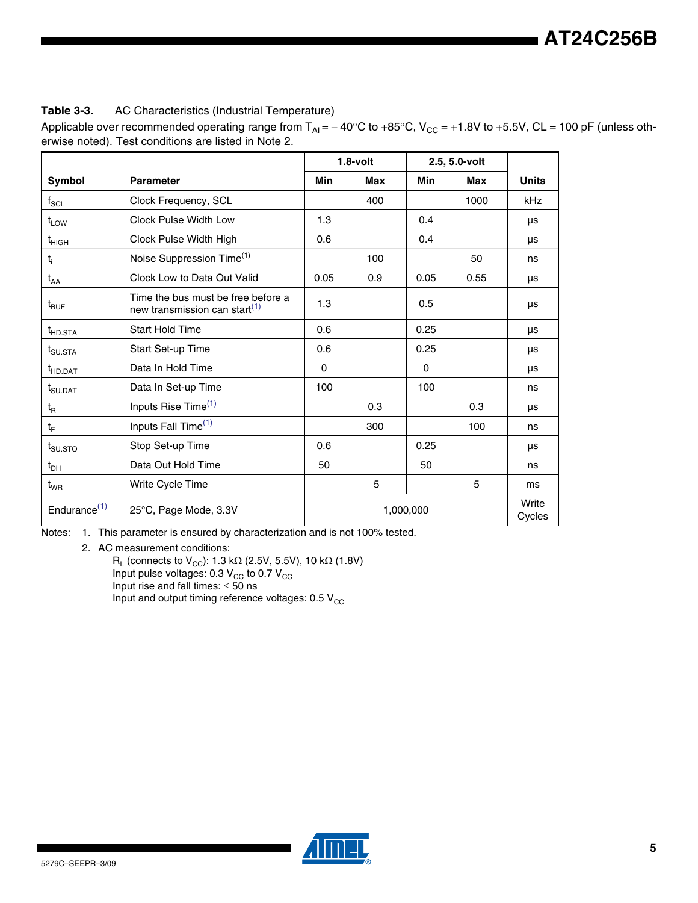**Table 3-3.** AC Characteristics (Industrial Temperature)

Applicable over recommended operating range from $T_{AI} = -40°C$ to $+85°C$, $V_{CC} = +1.8V$ to $+5.5V$, CL = 100 pF (unless otherwise noted). Test conditions are listed in Note 2.

| Symbol | Parameter | 1.8-volt | | 2.5, 5.0-volt | | Units |
|---|---|---|---|---|---|---|
| | | Min | Max | Min | Max | |
| $f_{SCL}$ | Clock Frequency, SCL | | 400 | | 1000 | kHz |
| $t_{LOW}$ | Clock Pulse Width Low | 1.3 | | 0.4 | | µs |
| $t_{HIGH}$ | Clock Pulse Width High | 0.6 | | 0.4 | | µs |
| $t_i$ | Noise Suppression Time[(1)] | | 100 | | 50 | ns |
| $t_{AA}$ | Clock Low to Data Out Valid | 0.05 | 0.9 | 0.05 | 0.55 | µs |
| $t_{BUF}$ | Time the bus must be free before a new transmission can start[(1)] | 1.3 | | 0.5 | | µs |
| $t_{HD.STA}$ | Start Hold Time | 0.6 | | 0.25 | | µs |
| $t_{SU.STA}$ | Start Set-up Time | 0.6 | | 0.25 | | µs |
| $t_{HD.DAT}$ | Data In Hold Time | 0 | | 0 | | µs |
| $t_{SU.DAT}$ | Data In Set-up Time | 100 | | 100 | | ns |
| $t_R$ | Inputs Rise Time[(1)] | | 0.3 | | 0.3 | µs |
| $t_F$ | Inputs Fall Time[(1)] | | 300 | | 100 | ns |
| $t_{SU.STO}$ | Stop Set-up Time | 0.6 | | 0.25 | | µs |
| $t_{DH}$ | Data Out Hold Time | 50 | | 50 | | ns |
| $t_{WR}$ | Write Cycle Time | | 5 | | 5 | ms |
| Endurance[(1)] | 25°C, Page Mode, 3.3V | 1,000,000 | | | | Write Cycles |

Notes: 1. This parameter is ensured by characterization and is not 100% tested.

2. AC measurement conditions:
   - $R_L$ (connects to $V_{CC}$): 1.3 kΩ (2.5V, 5.5V), 10 kΩ (1.8V)
   - Input pulse voltages: 0.3 $V_{CC}$ to 0.7 $V_{CC}$
   - Input rise and fall times: ≤ 50 ns
   - Input and output timing reference voltages: 0.5 $V_{CC}$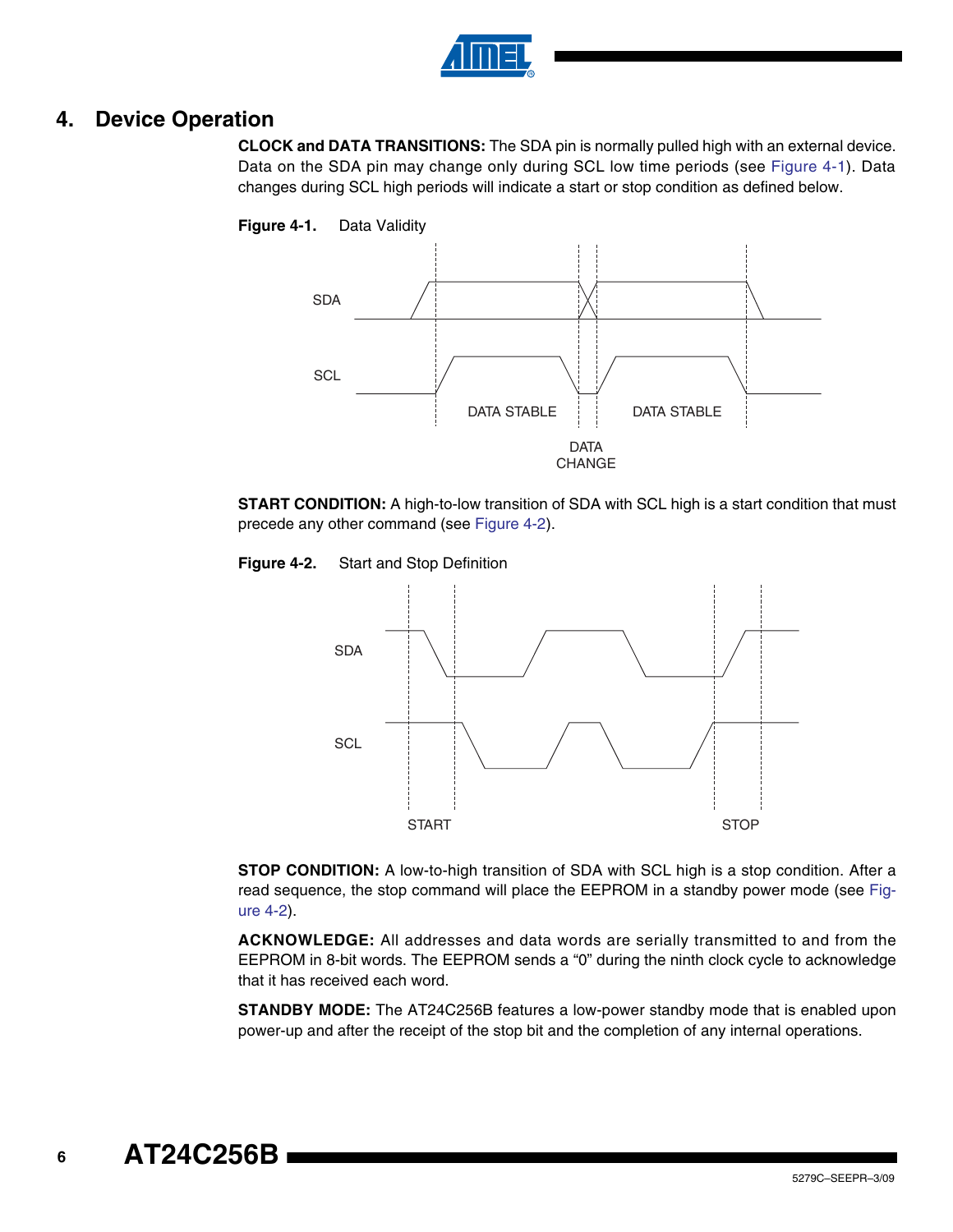# 4. Device Operation

**CLOCK and DATA TRANSITIONS:** The SDA pin is normally pulled high with an external device. Data on the SDA pin may change only during SCL low time periods (see Figure 4-1). Data changes during SCL high periods will indicate a start or stop condition as defined below.

**Figure 4-1.** Data Validity

**START CONDITION:** A high-to-low transition of SDA with SCL high is a start condition that must precede any other command (see Figure 4-2).

**Figure 4-2.** Start and Stop Definition

**STOP CONDITION:** A low-to-high transition of SDA with SCL high is a stop condition. After a read sequence, the stop command will place the EEPROM in a standby power mode (see Figure 4-2).

**ACKNOWLEDGE:** All addresses and data words are serially transmitted to and from the EEPROM in 8-bit words. The EEPROM sends a "0" during the ninth clock cycle to acknowledge that it has received each word.

**STANDBY MODE:** The AT24C256B features a low-power standby mode that is enabled upon power-up and after the receipt of the stop bit and the completion of any internal operations.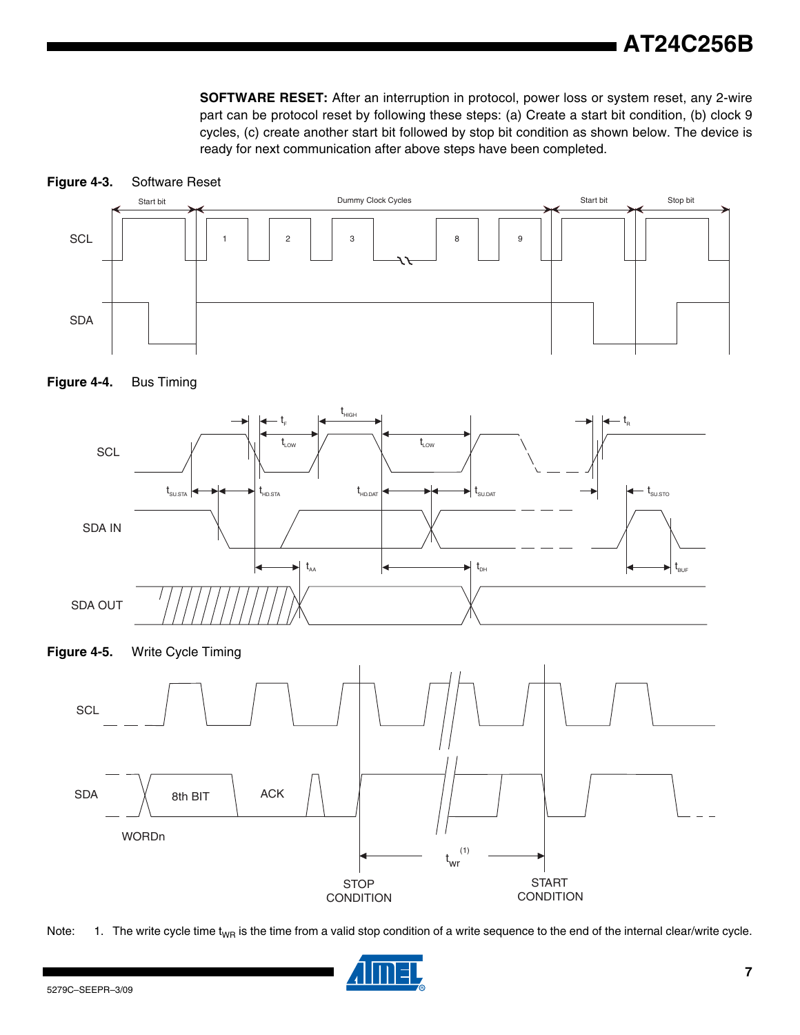**SOFTWARE RESET:** After an interruption in protocol, power loss or system reset, any 2-wire part can be protocol reset by following these steps: (a) Create a start bit condition, (b) clock 9 cycles, (c) create another start bit followed by stop bit condition as shown below. The device is ready for next communication after above steps have been completed.

**Figure 4-3.** Software Reset

**Figure 4-4.** Bus Timing

**Figure 4-5.** Write Cycle Timing

Note: 1. The write cycle time $t_{WR}$ is the time from a valid stop condition of a write sequence to the end of the internal clear/write cycle.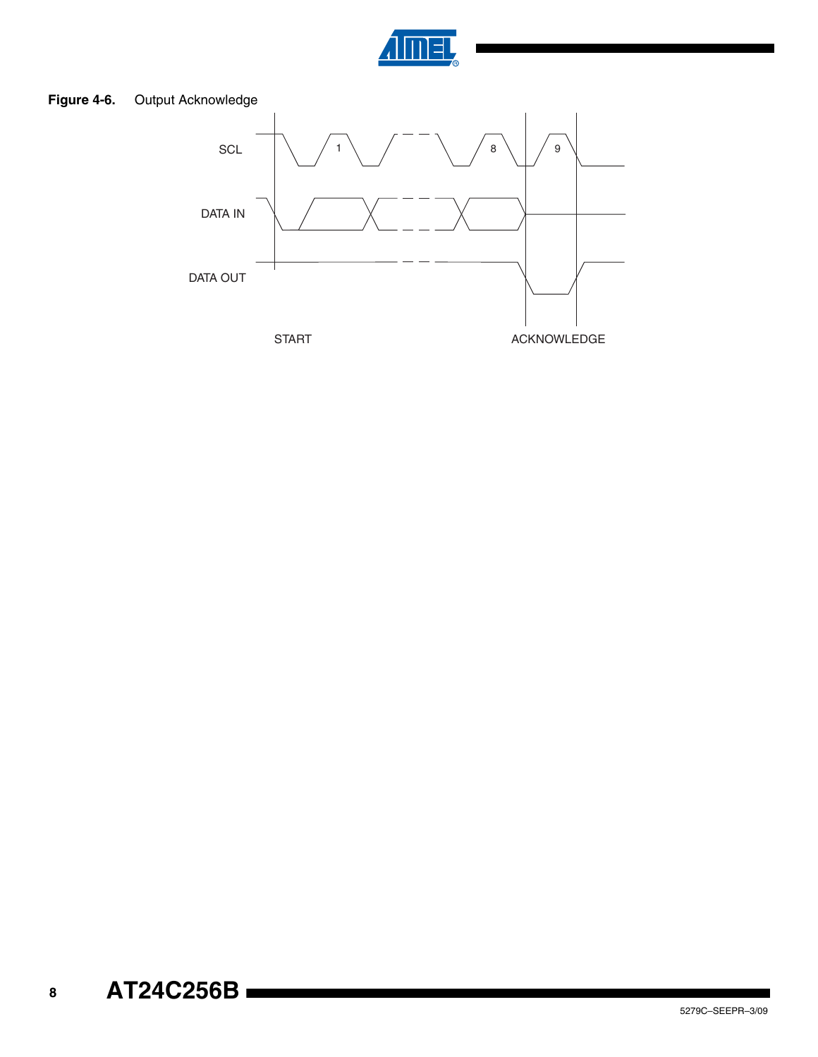**Figure 4-6.** Output Acknowledge

SCL

DATA IN

DATA OUT

START

ACKNOWLEDGE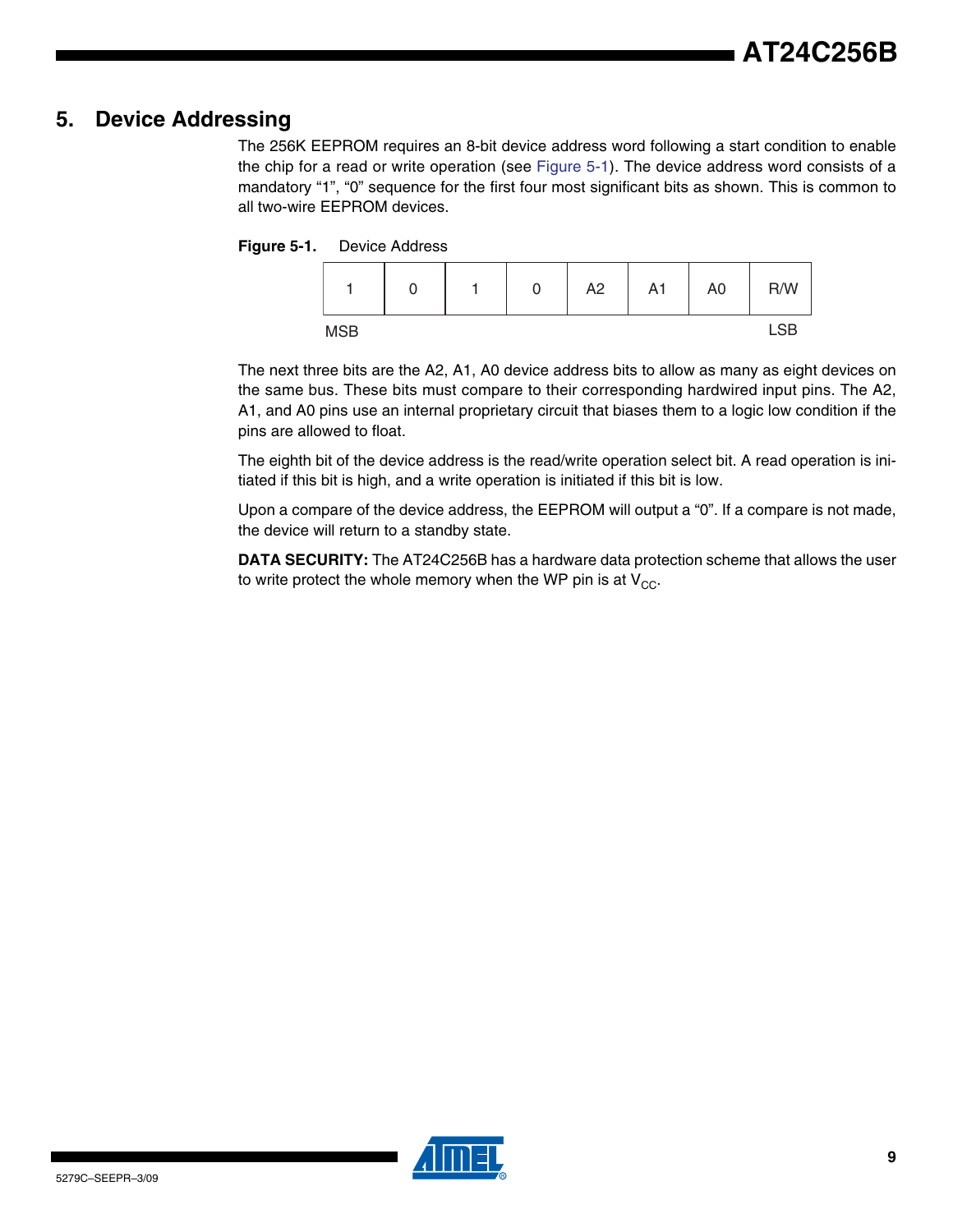# 5. Device Addressing

The 256K EEPROM requires an 8-bit device address word following a start condition to enable the chip for a read or write operation (see Figure 5-1). The device address word consists of a mandatory "1", "0" sequence for the first four most significant bits as shown. This is common to all two-wire EEPROM devices.

**Figure 5-1.** Device Address

| 1 | 0 | 1 | 0 | A2 | A1 | A0 | R/W |
|---|---|---|---|---|---|---|---|
| MSB | | | | | | | LSB |

The next three bits are the A2, A1, A0 device address bits to allow as many as eight devices on the same bus. These bits must compare to their corresponding hardwired input pins. The A2, A1, and A0 pins use an internal proprietary circuit that biases them to a logic low condition if the pins are allowed to float.

The eighth bit of the device address is the read/write operation select bit. A read operation is initiated if this bit is high, and a write operation is initiated if this bit is low.

Upon a compare of the device address, the EEPROM will output a "0". If a compare is not made, the device will return to a standby state.

**DATA SECURITY:** The AT24C256B has a hardware data protection scheme that allows the user to write protect the whole memory when the WP pin is at $V_{CC}$.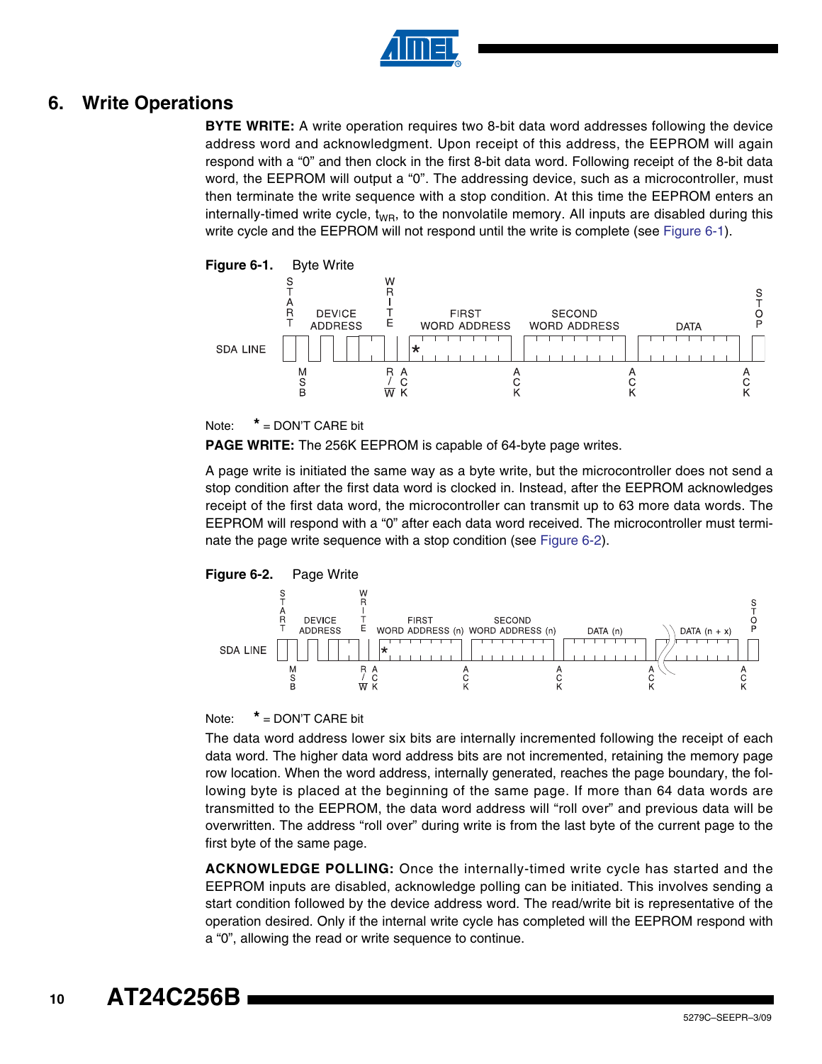## 6. Write Operations

**BYTE WRITE:** A write operation requires two 8-bit data word addresses following the device address word and acknowledgment. Upon receipt of this address, the EEPROM will again respond with a "0" and then clock in the first 8-bit data word. Following receipt of the 8-bit data word, the EEPROM will output a "0". The addressing device, such as a microcontroller, must then terminate the write sequence with a stop condition. At this time the EEPROM enters an internally-timed write cycle, $t_{WR}$, to the nonvolatile memory. All inputs are disabled during this write cycle and the EEPROM will not respond until the write is complete (see Figure 6-1).

**Figure 6-1.** Byte Write

Note: * = DON'T CARE bit

**PAGE WRITE:** The 256K EEPROM is capable of 64-byte page writes.

A page write is initiated the same way as a byte write, but the microcontroller does not send a stop condition after the first data word is clocked in. Instead, after the EEPROM acknowledges receipt of the first data word, the microcontroller can transmit up to 63 more data words. The EEPROM will respond with a "0" after each data word received. The microcontroller must terminate the page write sequence with a stop condition (see Figure 6-2).

**Figure 6-2.** Page Write

Note: * = DON'T CARE bit

The data word address lower six bits are internally incremented following the receipt of each data word. The higher data word address bits are not incremented, retaining the memory page row location. When the word address, internally generated, reaches the page boundary, the following byte is placed at the beginning of the same page. If more than 64 data words are transmitted to the EEPROM, the data word address will "roll over" and previous data will be overwritten. The address "roll over" during write is from the last byte of the current page to the first byte of the same page.

**ACKNOWLEDGE POLLING:** Once the internally-timed write cycle has started and the EEPROM inputs are disabled, acknowledge polling can be initiated. This involves sending a start condition followed by the device address word. The read/write bit is representative of the operation desired. Only if the internal write cycle has completed will the EEPROM respond with a "0", allowing the read or write sequence to continue.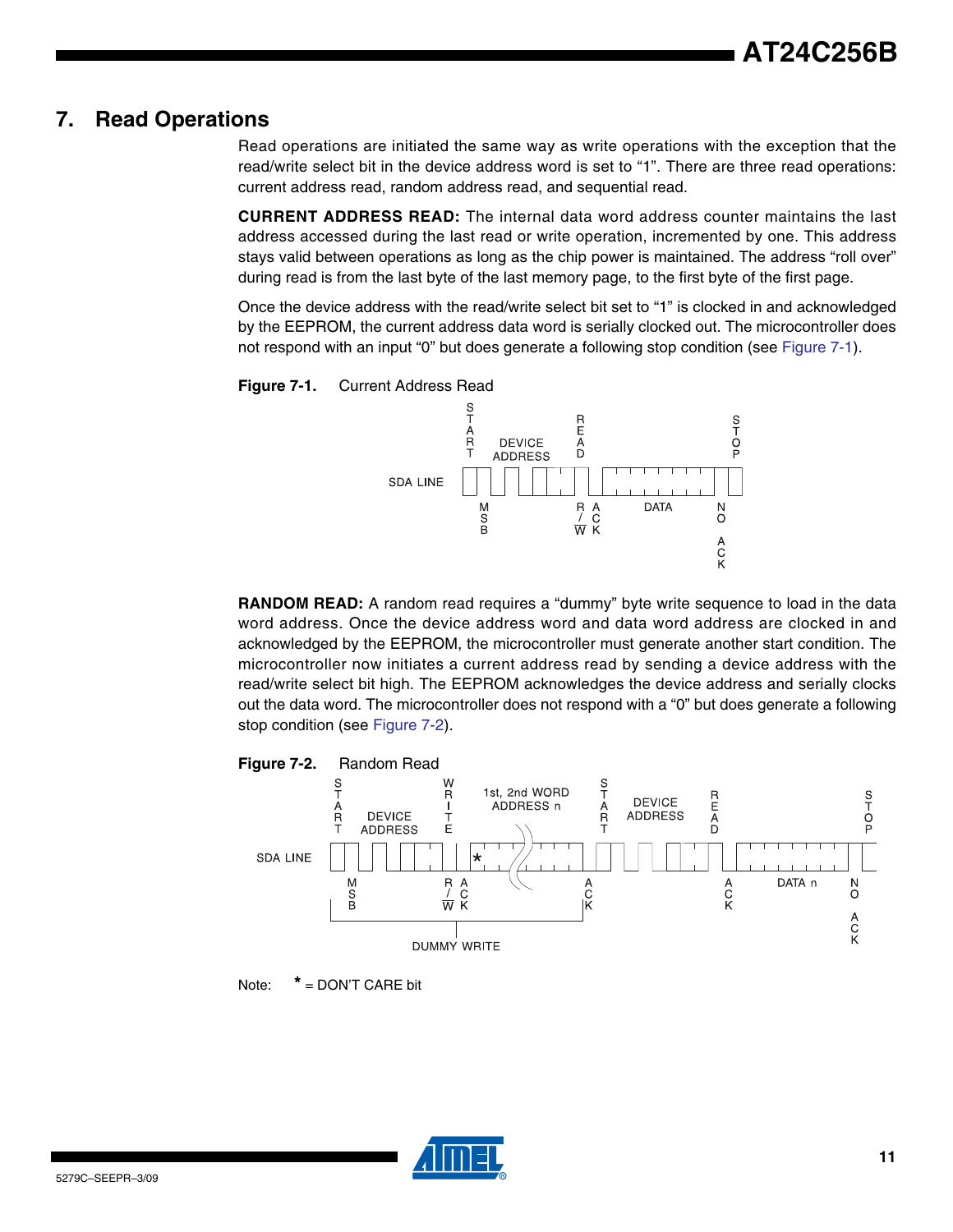# 7. Read Operations

Read operations are initiated the same way as write operations with the exception that the read/write select bit in the device address word is set to "1". There are three read operations: current address read, random address read, and sequential read.

**CURRENT ADDRESS READ:** The internal data word address counter maintains the last address accessed during the last read or write operation, incremented by one. This address stays valid between operations as long as the chip power is maintained. The address "roll over" during read is from the last byte of the last memory page, to the first byte of the first page.

Once the device address with the read/write select bit set to "1" is clocked in and acknowledged by the EEPROM, the current address data word is serially clocked out. The microcontroller does not respond with an input "0" but does generate a following stop condition (see Figure 7-1).

**Figure 7-1.** Current Address Read

**RANDOM READ:** A random read requires a "dummy" byte write sequence to load in the data word address. Once the device address word and data word address are clocked in and acknowledged by the EEPROM, the microcontroller must generate another start condition. The microcontroller now initiates a current address read by sending a device address with the read/write select bit high. The EEPROM acknowledges the device address and serially clocks out the data word. The microcontroller does not respond with a "0" but does generate a following stop condition (see Figure 7-2).

**Figure 7-2.** Random Read

Note: * = DON'T CARE bit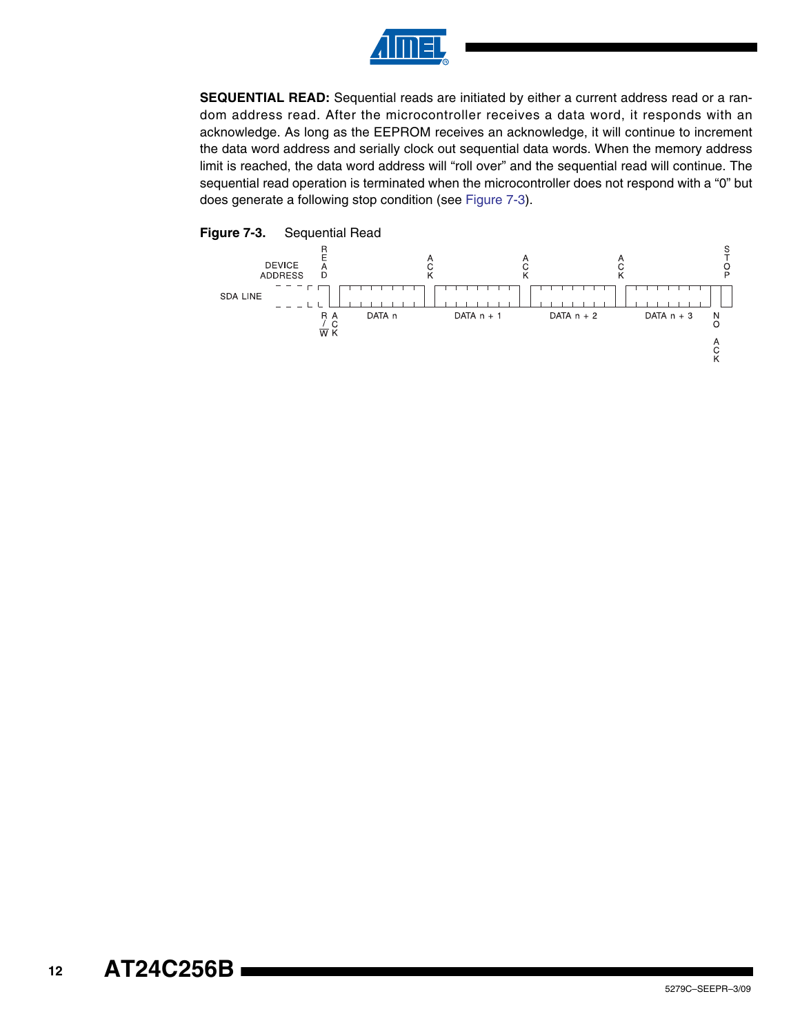**SEQUENTIAL READ:** Sequential reads are initiated by either a current address read or a random address read. After the microcontroller receives a data word, it responds with an acknowledge. As long as the EEPROM receives an acknowledge, it will continue to increment the data word address and serially clock out sequential data words. When the memory address limit is reached, the data word address will "roll over" and the sequential read will continue. The sequential read operation is terminated when the microcontroller does not respond with a "0" but does generate a following stop condition (see Figure 7-3).

**Figure 7-3.** Sequential Read

DEVICE ADDRESS — READ — SDA LINE — R/W — ACK — DATA n — ACK — DATA n + 1 — ACK — DATA n + 2 — ACK — DATA n + 3 — NO ACK — STOP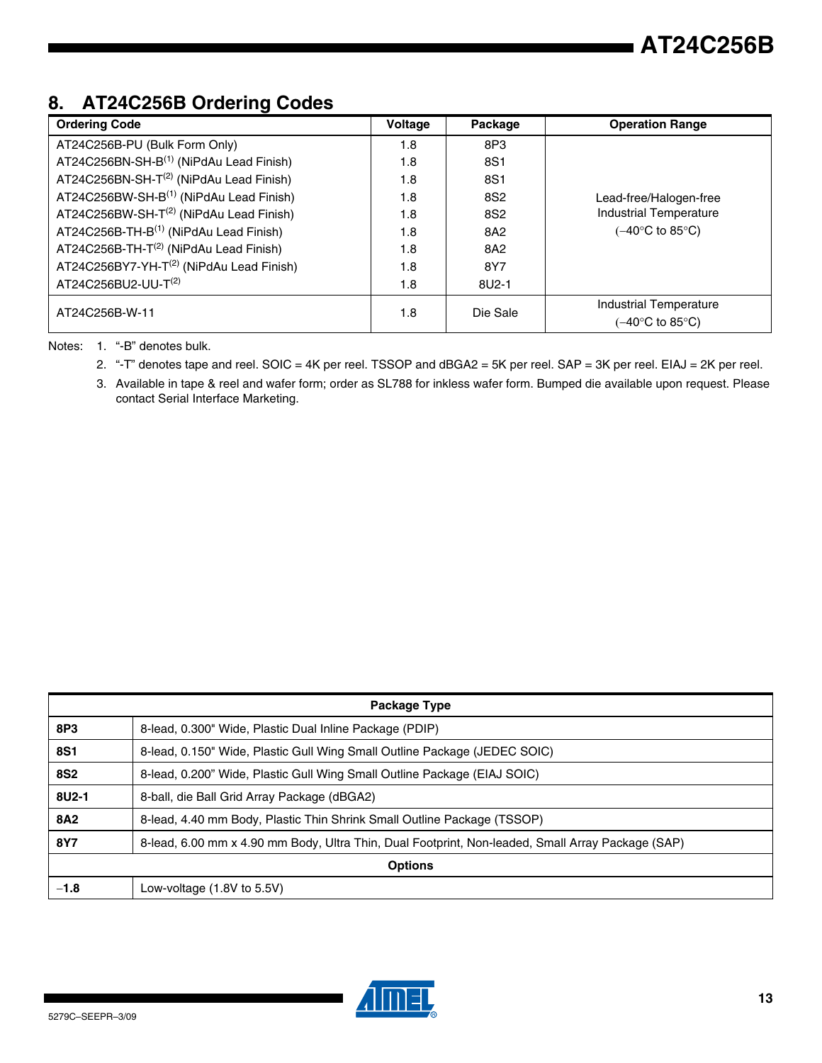## 8. AT24C256B Ordering Codes

| Ordering Code | Voltage | Package | Operation Range |
|---|---|---|---|
| AT24C256B-PU (Bulk Form Only) | 1.8 | 8P3 | Lead-free/Halogen-free Industrial Temperature (−40°C to 85°C) |
| AT24C256BN-SH-B[1] (NiPdAu Lead Finish) | 1.8 | 8S1 | |
| AT24C256BN-SH-T[2] (NiPdAu Lead Finish) | 1.8 | 8S1 | |
| AT24C256BW-SH-B[1] (NiPdAu Lead Finish) | 1.8 | 8S2 | |
| AT24C256BW-SH-T[2] (NiPdAu Lead Finish) | 1.8 | 8S2 | |
| AT24C256B-TH-B[1] (NiPdAu Lead Finish) | 1.8 | 8A2 | |
| AT24C256B-TH-T[2] (NiPdAu Lead Finish) | 1.8 | 8A2 | |
| AT24C256BY7-YH-T[2] (NiPdAu Lead Finish) | 1.8 | 8Y7 | |
| AT24C256BU2-UU-T[2] | 1.8 | 8U2-1 | |
| AT24C256B-W-11 | 1.8 | Die Sale | Industrial Temperature (−40°C to 85°C) |

Notes:
1. "-B" denotes bulk.
2. "-T" denotes tape and reel. SOIC = 4K per reel. TSSOP and dBGA2 = 5K per reel. SAP = 3K per reel. EIAJ = 2K per reel.
3. Available in tape & reel and wafer form; order as SL788 for inkless wafer form. Bumped die available upon request. Please contact Serial Interface Marketing.

| Package Type | |
|---|---|
| **8P3** | 8-lead, 0.300" Wide, Plastic Dual Inline Package (PDIP) |
| **8S1** | 8-lead, 0.150" Wide, Plastic Gull Wing Small Outline Package (JEDEC SOIC) |
| **8S2** | 8-lead, 0.200" Wide, Plastic Gull Wing Small Outline Package (EIAJ SOIC) |
| **8U2-1** | 8-ball, die Ball Grid Array Package (dBGA2) |
| **8A2** | 8-lead, 4.40 mm Body, Plastic Thin Shrink Small Outline Package (TSSOP) |
| **8Y7** | 8-lead, 6.00 mm x 4.90 mm Body, Ultra Thin, Dual Footprint, Non-leaded, Small Array Package (SAP) |
| **Options** | |
| **−1.8** | Low-voltage (1.8V to 5.5V) |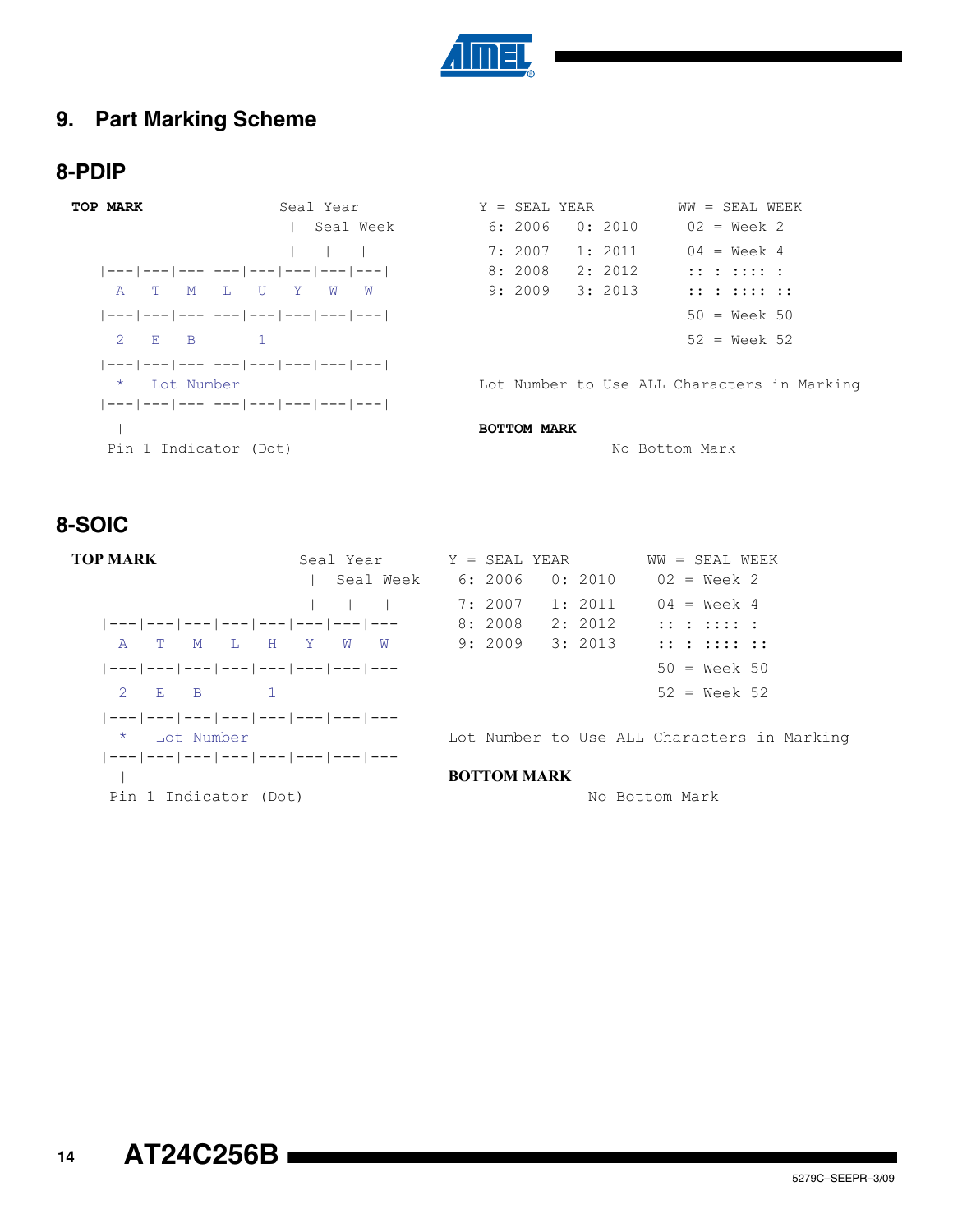## 9. Part Marking Scheme

### 8-PDIP

```
TOP MARK                    Seal Year
                             |  Seal Week
                             |    |    |
   |---|---|---|---|---|---|---|---|
     A   T   M   L   U   Y   W   W
   |---|---|---|---|---|---|---|---|
     2   E   B       1
   |---|---|---|---|---|---|---|---|
     *  Lot Number
   |---|---|---|---|---|---|---|---|
     |
   Pin 1 Indicator (Dot)
```

```
Y = SEAL YEAR          WW = SEAL WEEK
 6: 2006   0: 2010      02 = Week 2
 7: 2007   1: 2011      04 = Week 4
 8: 2008   2: 2012      :: : :::: :
 9: 2009   3: 2013      :: : :::: ::
                        50 = Week 50
                        52 = Week 52

Lot Number to Use ALL Characters in Marking
```

**BOTTOM MARK**

No Bottom Mark

### 8-SOIC

```
TOP MARK                    Seal Year
                             |  Seal Week
                             |    |    |
   |---|---|---|---|---|---|---|---|
     A   T   M   L   H   Y   W   W
   |---|---|---|---|---|---|---|---|
     2   E   B       1
   |---|---|---|---|---|---|---|---|
     *  Lot Number
   |---|---|---|---|---|---|---|---|
     |
   Pin 1 Indicator (Dot)
```

```
Y = SEAL YEAR          WW = SEAL WEEK
 6: 2006   0: 2010      02 = Week 2
 7: 2007   1: 2011      04 = Week 4
 8: 2008   2: 2012      :: : :::: :
 9: 2009   3: 2013      :: : :::: ::
                        50 = Week 50
                        52 = Week 52

Lot Number to Use ALL Characters in Marking
```

**BOTTOM MARK**

No Bottom Mark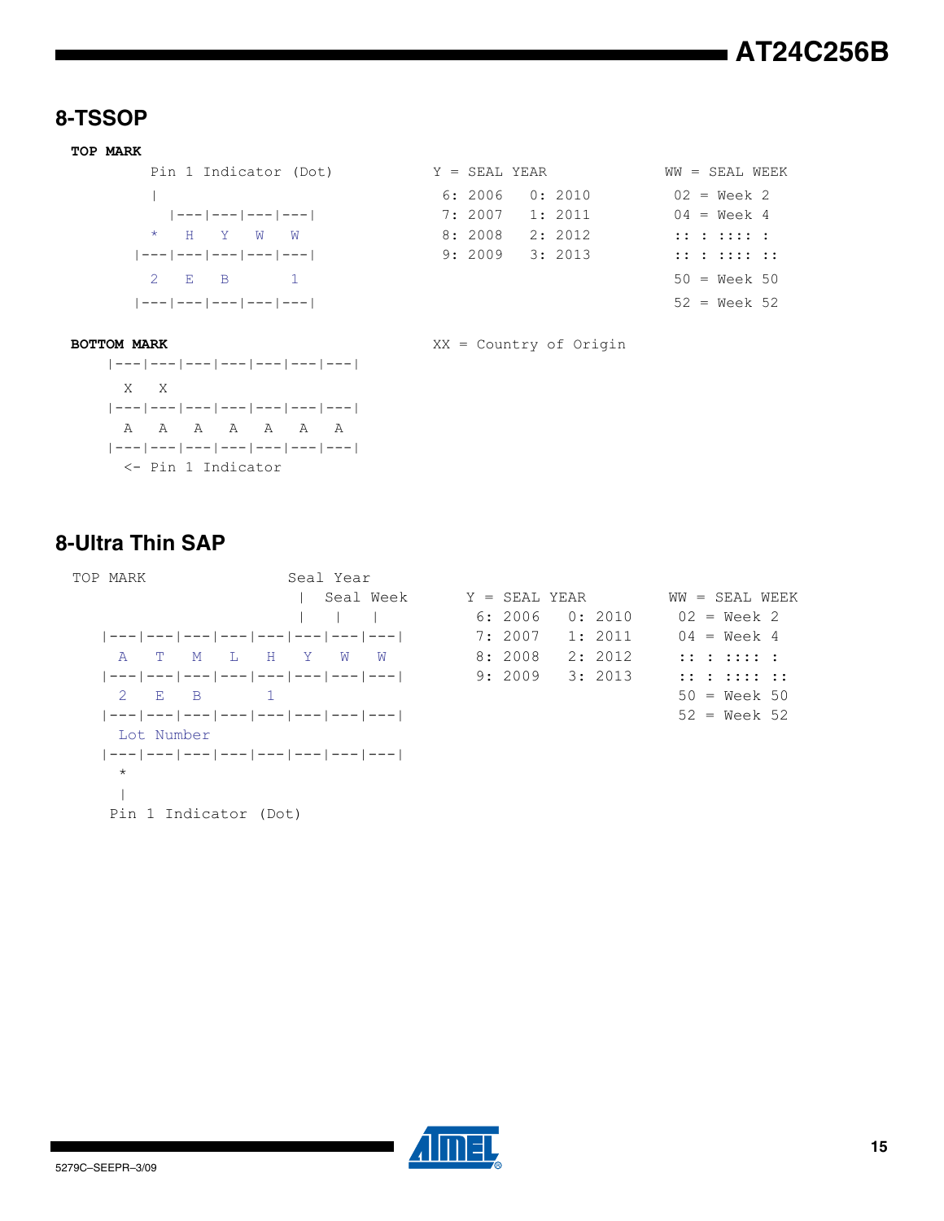## 8-TSSOP

**TOP MARK**

```
        Pin 1 Indicator (Dot)
        |
           |---|---|---|---|
        *   H   Y   W   W
      |---|---|---|---|---|
        2   E   B       1
      |---|---|---|---|---|
```

```
Y = SEAL YEAR
 6: 2006    0: 2010
 7: 2007    1: 2011
 8: 2008    2: 2012
 9: 2009    3: 2013
```

```
WW = SEAL WEEK
 02  = Week 2
 04  = Week 4
 :: : :::: :
 :: : :::: ::
 50  = Week 50
 52  = Week 52
```

**BOTTOM MARK**

```
 |---|---|---|---|---|---|---|
   X   X
 |---|---|---|---|---|---|---|
   A   A   A   A   A   A   A
 |---|---|---|---|---|---|---|
   <- Pin 1 Indicator
```

XX = Country of Origin

## 8-Ultra Thin SAP

```
TOP MARK                Seal Year
                         |  Seal Week
                         |   |   |
 |---|---|---|---|---|---|---|---|
   A   T   M   L   H   Y   W   W
 |---|---|---|---|---|---|---|---|
   2   E   B       1
 |---|---|---|---|---|---|---|---|
   Lot Number
 |---|---|---|---|---|---|---|---|
   *
   |
  Pin 1 Indicator (Dot)
```

```
Y = SEAL YEAR
 6: 2006    0: 2010
 7: 2007    1: 2011
 8: 2008    2: 2012
 9: 2009    3: 2013
```

```
WW = SEAL WEEK
 02  = Week 2
 04  = Week 4
 :: : :::: :
 :: : :::: ::
 50  = Week 50
 52  = Week 52
```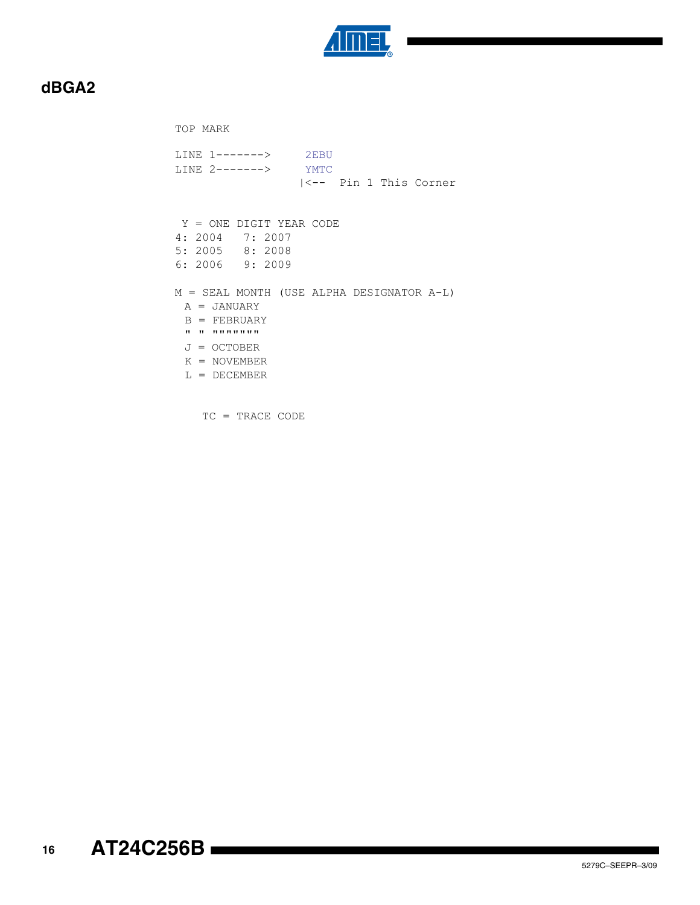## dBGA2

```
TOP MARK

LINE 1------->      2EBU
LINE 2------->      YMTC
                   |<--  Pin 1 This Corner


 Y = ONE DIGIT YEAR CODE
4: 2004   7: 2007
5: 2005   8: 2008
6: 2006   9: 2009

M = SEAL MONTH (USE ALPHA DESIGNATOR A-L)
  A = JANUARY
  B = FEBRUARY
  " " """"""""
  J = OCTOBER
  K = NOVEMBER
  L = DECEMBER


    TC = TRACE CODE
```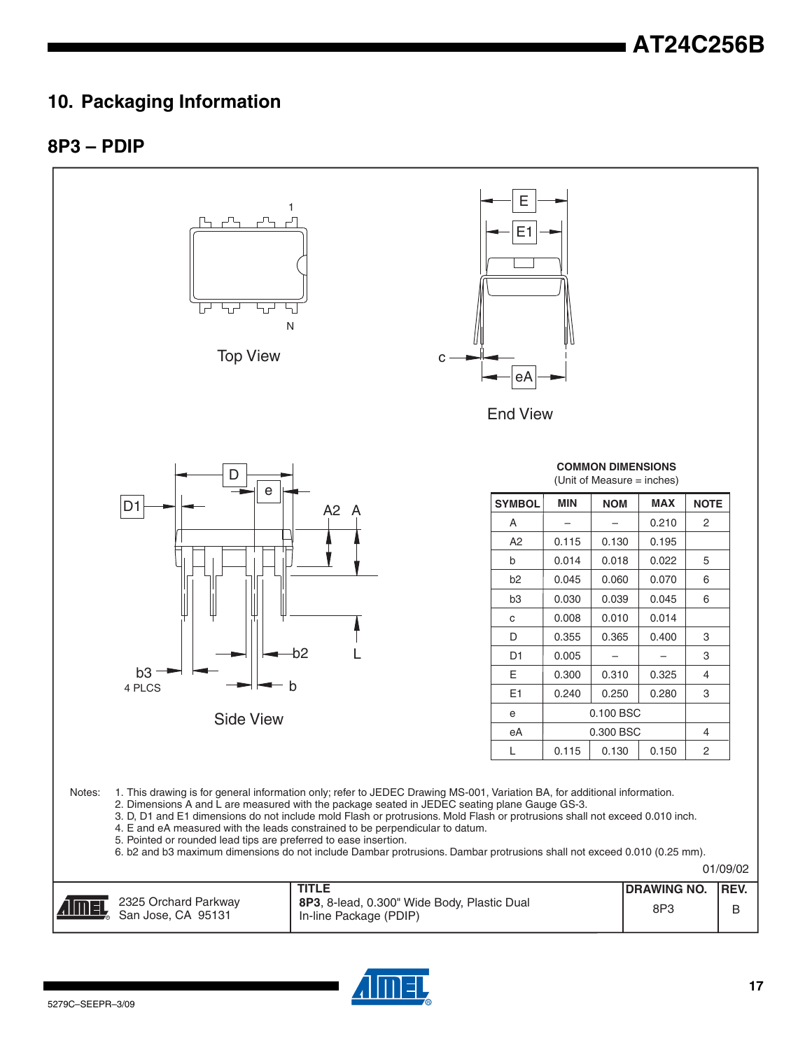## 10. Packaging Information

### 8P3 – PDIP

Top View

End View

Side View

**COMMON DIMENSIONS**
(Unit of Measure = inches)

| SYMBOL | MIN | NOM | MAX | NOTE |
|---|---|---|---|---|
| A | – | – | 0.210 | 2 |
| A2 | 0.115 | 0.130 | 0.195 | |
| b | 0.014 | 0.018 | 0.022 | 5 |
| b2 | 0.045 | 0.060 | 0.070 | 6 |
| b3 | 0.030 | 0.039 | 0.045 | 6 |
| c | 0.008 | 0.010 | 0.014 | |
| D | 0.355 | 0.365 | 0.400 | 3 |
| D1 | 0.005 | – | – | 3 |
| E | 0.300 | 0.310 | 0.325 | 4 |
| E1 | 0.240 | 0.250 | 0.280 | 3 |
| e | 0.100 BSC | | | |
| eA | 0.300 BSC | | | 4 |
| L | 0.115 | 0.130 | 0.150 | 2 |

Notes:
1. This drawing is for general information only; refer to JEDEC Drawing MS-001, Variation BA, for additional information.
2. Dimensions A and L are measured with the package seated in JEDEC seating plane Gauge GS-3.
3. D, D1 and E1 dimensions do not include mold Flash or protrusions. Mold Flash or protrusions shall not exceed 0.010 inch.
4. E and eA measured with the leads constrained to be perpendicular to datum.
5. Pointed or rounded lead tips are preferred to ease insertion.
6. b2 and b3 maximum dimensions do not include Dambar protrusions. Dambar protrusions shall not exceed 0.010 (0.25 mm).

01/09/02

| 2325 Orchard Parkway San Jose, CA 95131 | TITLE **8P3**, 8-lead, 0.300" Wide Body, Plastic Dual In-line Package (PDIP) | DRAWING NO. 8P3 | REV. B |
|---|---|---|---|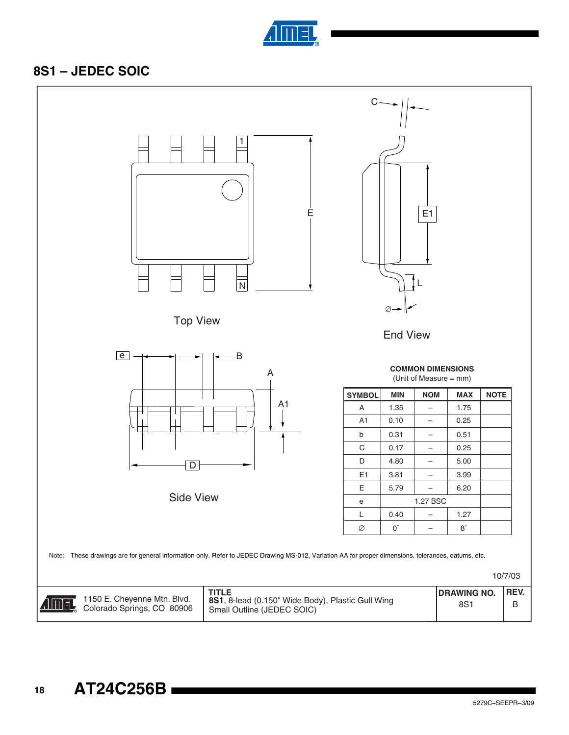## 8S1 – JEDEC SOIC

Top View

End View

Side View

**COMMON DIMENSIONS**
(Unit of Measure = mm)

| SYMBOL | MIN | NOM | MAX | NOTE |
|---|---|---|---|---|
| A | 1.35 | – | 1.75 | |
| A1 | 0.10 | – | 0.25 | |
| b | 0.31 | – | 0.51 | |
| C | 0.17 | – | 0.25 | |
| D | 4.80 | – | 5.00 | |
| E1 | 3.81 | – | 3.99 | |
| E | 5.79 | – | 6.20 | |
| e | 1.27 BSC | | | |
| L | 0.40 | – | 1.27 | |
| ∅ | 0° | – | 8° | |

Note: These drawings are for general information only. Refer to JEDEC Drawing MS-012, Variation AA for proper dimensions, tolerances, datums, etc.

10/7/03

| | TITLE | DRAWING NO. | REV. |
|---|---|---|---|
| 1150 E. Cheyenne Mtn. Blvd. Colorado Springs, CO 80906 | **8S1**, 8-lead (0.150" Wide Body), Plastic Gull Wing Small Outline (JEDEC SOIC) | 8S1 | B |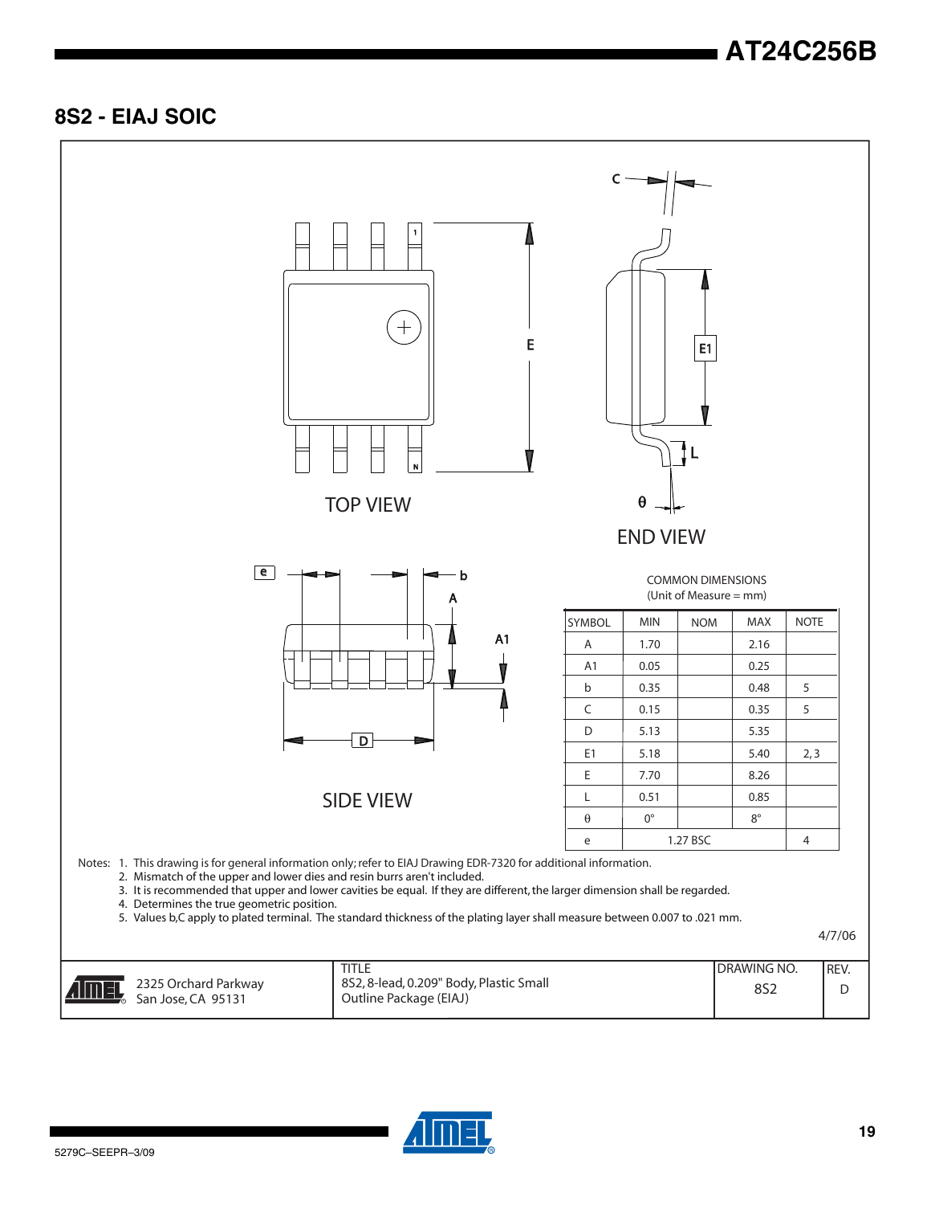## 8S2 - EIAJ SOIC

TOP VIEW

END VIEW

SIDE VIEW

COMMON DIMENSIONS
(Unit of Measure = mm)

| SYMBOL | MIN | NOM | MAX | NOTE |
|---|---|---|---|---|
| A | 1.70 | | 2.16 | |
| A1 | 0.05 | | 0.25 | |
| b | 0.35 | | 0.48 | 5 |
| C | 0.15 | | 0.35 | 5 |
| D | 5.13 | | 5.35 | |
| E1 | 5.18 | | 5.40 | 2, 3 |
| E | 7.70 | | 8.26 | |
| L | 0.51 | | 0.85 | |
| θ | 0° | | 8° | |
| e | 1.27 BSC | | | 4 |

Notes:
1. This drawing is for general information only; refer to EIAJ Drawing EDR-7320 for additional information.
2. Mismatch of the upper and lower dies and resin burrs aren't included.
3. It is recommended that upper and lower cavities be equal. If they are different, the larger dimension shall be regarded.
4. Determines the true geometric position.
5. Values b,C apply to plated terminal. The standard thickness of the plating layer shall measure between 0.007 to .021 mm.

4/7/06

| | TITLE | DRAWING NO. | REV. |
|---|---|---|---|
| 2325 Orchard Parkway San Jose, CA 95131 | 8S2, 8-lead, 0.209" Body, Plastic Small Outline Package (EIAJ) | 8S2 | D |

5279C–SEEPR–3/09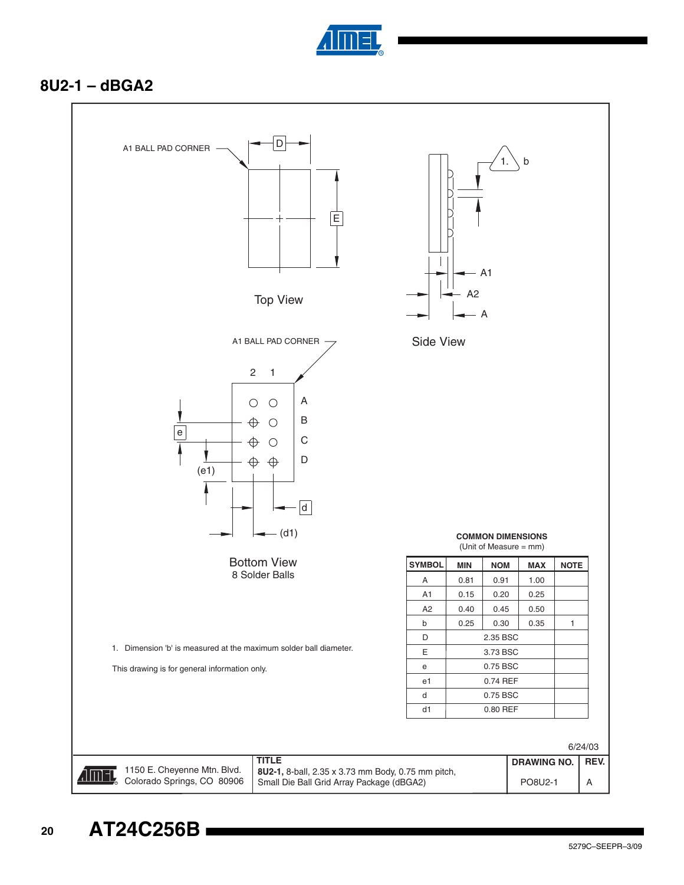## 8U2-1 – dBGA2

A1 BALL PAD CORNER

D

E

Top View

1. b

A1

A2

A

Side View

A1 BALL PAD CORNER

2 1

A B C D

e

(e1)

d

(d1)

Bottom View
8 Solder Balls

1. Dimension 'b' is measured at the maximum solder ball diameter.

This drawing is for general information only.

**COMMON DIMENSIONS**
(Unit of Measure = mm)

| SYMBOL | MIN | NOM | MAX | NOTE |
|---|---|---|---|---|
| A | 0.81 | 0.91 | 1.00 | |
| A1 | 0.15 | 0.20 | 0.25 | |
| A2 | 0.40 | 0.45 | 0.50 | |
| b | 0.25 | 0.30 | 0.35 | 1 |
| D | | 2.35 BSC | | |
| E | | 3.73 BSC | | |
| e | | 0.75 BSC | | |
| e1 | | 0.74 REF | | |
| d | | 0.75 BSC | | |
| d1 | | 0.80 REF | | |

6/24/03

| 1150 E. Cheyenne Mtn. Blvd. Colorado Springs, CO 80906 | TITLE **8U2-1,** 8-ball, 2.35 x 3.73 mm Body, 0.75 mm pitch, Small Die Ball Grid Array Package (dBGA2) | DRAWING NO. PO8U2-1 | REV. A |
|---|---|---|---|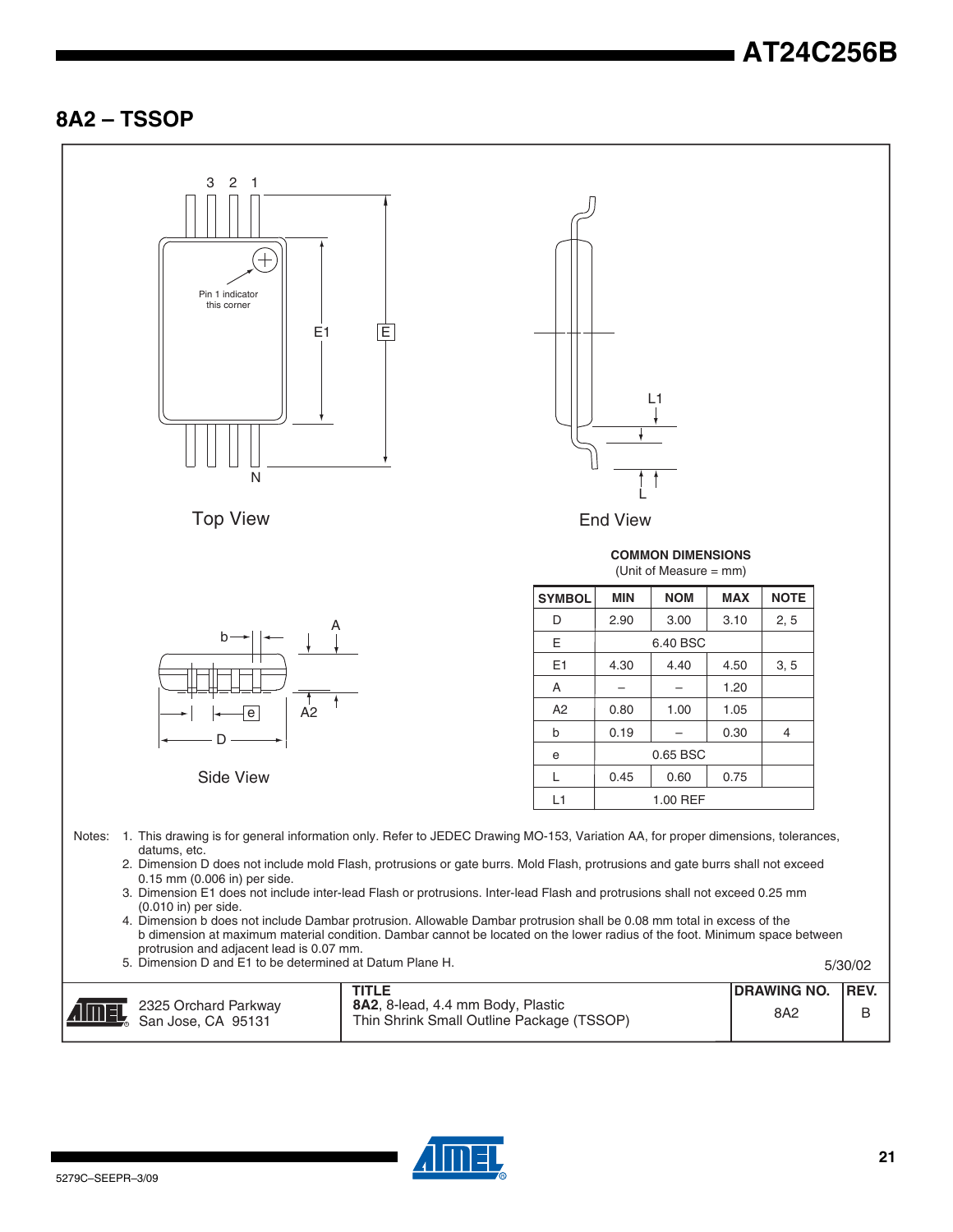## 8A2 – TSSOP

Top View

End View

Side View

**COMMON DIMENSIONS**
(Unit of Measure = mm)

| SYMBOL | MIN | NOM | MAX | NOTE |
|---|---|---|---|---|
| D | 2.90 | 3.00 | 3.10 | 2, 5 |
| E | | 6.40 BSC | | |
| E1 | 4.30 | 4.40 | 4.50 | 3, 5 |
| A | – | – | 1.20 | |
| A2 | 0.80 | 1.00 | 1.05 | |
| b | 0.19 | – | 0.30 | 4 |
| e | | 0.65 BSC | | |
| L | 0.45 | 0.60 | 0.75 | |
| L1 | | 1.00 REF | | |

Notes:
1. This drawing is for general information only. Refer to JEDEC Drawing MO-153, Variation AA, for proper dimensions, tolerances, datums, etc.
2. Dimension D does not include mold Flash, protrusions or gate burrs. Mold Flash, protrusions and gate burrs shall not exceed 0.15 mm (0.006 in) per side.
3. Dimension E1 does not include inter-lead Flash or protrusions. Inter-lead Flash and protrusions shall not exceed 0.25 mm (0.010 in) per side.
4. Dimension b does not include Dambar protrusion. Allowable Dambar protrusion shall be 0.08 mm total in excess of the b dimension at maximum material condition. Dambar cannot be located on the lower radius of the foot. Minimum space between protrusion and adjacent lead is 0.07 mm.
5. Dimension D and E1 to be determined at Datum Plane H.

5/30/02

| ATMEL 2325 Orchard Parkway San Jose, CA 95131 | TITLE **8A2**, 8-lead, 4.4 mm Body, Plastic Thin Shrink Small Outline Package (TSSOP) | DRAWING NO. 8A2 | REV. B |
|---|---|---|---|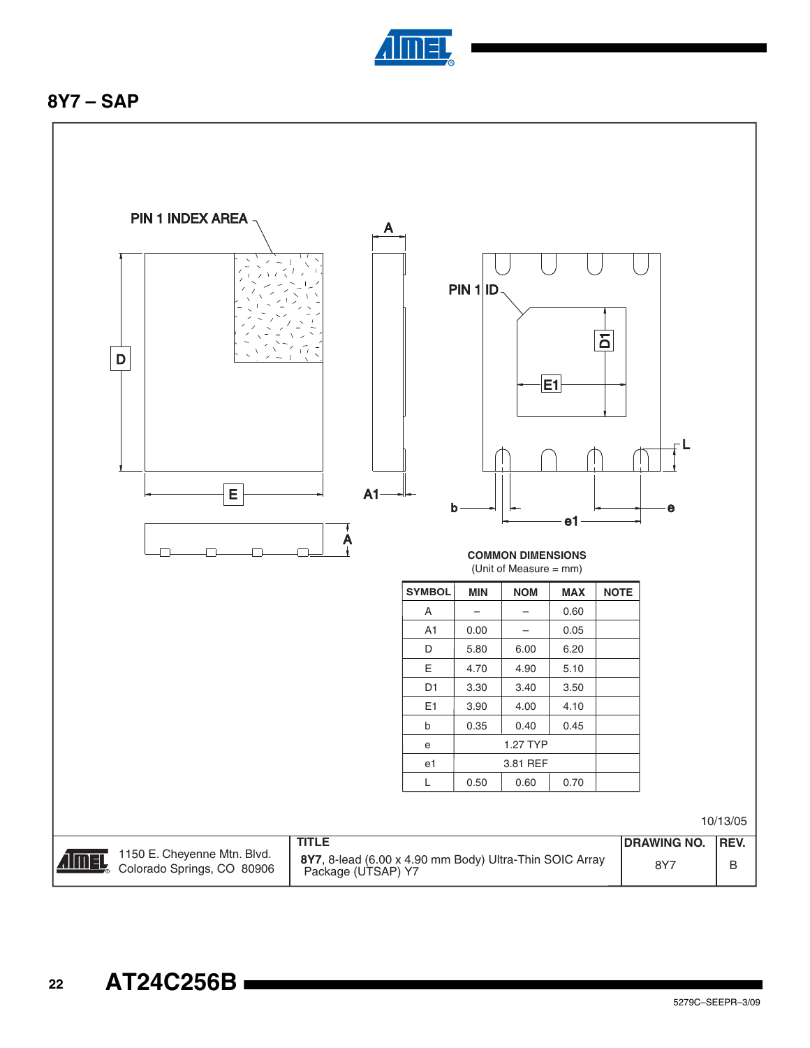## 8Y7 – SAP

PIN 1 INDEX AREA

PIN 1 ID

**COMMON DIMENSIONS**
(Unit of Measure = mm)

| SYMBOL | MIN | NOM | MAX | NOTE |
|---|---|---|---|---|
| A | – | – | 0.60 | |
| A1 | 0.00 | – | 0.05 | |
| D | 5.80 | 6.00 | 6.20 | |
| E | 4.70 | 4.90 | 5.10 | |
| D1 | 3.30 | 3.40 | 3.50 | |
| E1 | 3.90 | 4.00 | 4.10 | |
| b | 0.35 | 0.40 | 0.45 | |
| e | 1.27 TYP | | | |
| e1 | 3.81 REF | | | |
| L | 0.50 | 0.60 | 0.70 | |

10/13/05

| 1150 E. Cheyenne Mtn. Blvd. Colorado Springs, CO 80906 | TITLE **8Y7**, 8-lead (6.00 x 4.90 mm Body) Ultra-Thin SOIC Array Package (UTSAP) Y7 | DRAWING NO. 8Y7 | REV. B |
|---|---|---|---|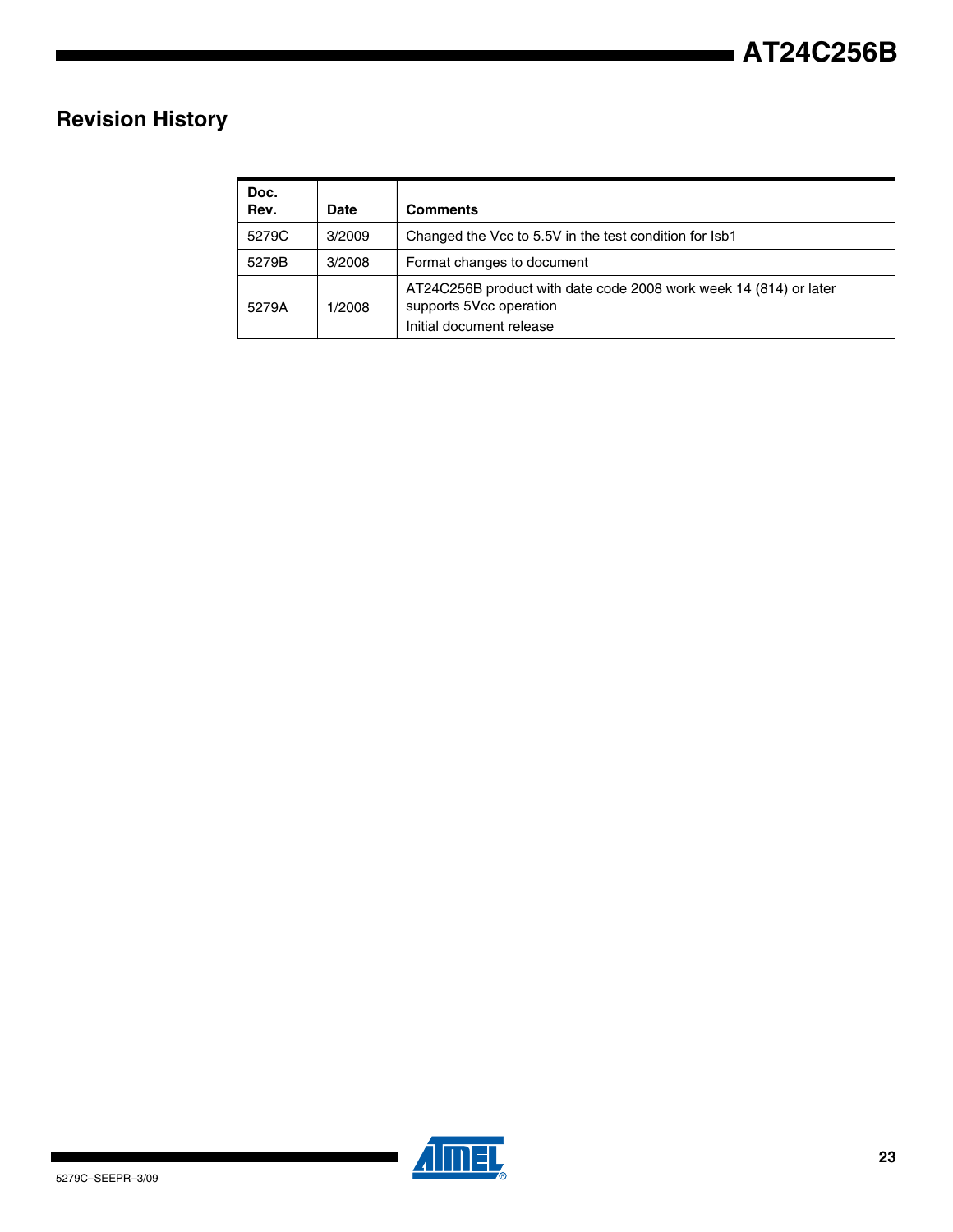## Revision History

| Doc. Rev. | Date | Comments |
|---|---|---|
| 5279C | 3/2009 | Changed the Vcc to 5.5V in the test condition for Isb1 |
| 5279B | 3/2008 | Format changes to document |
| 5279A | 1/2008 | AT24C256B product with date code 2008 work week 14 (814) or later supports 5Vcc operation<br>Initial document release |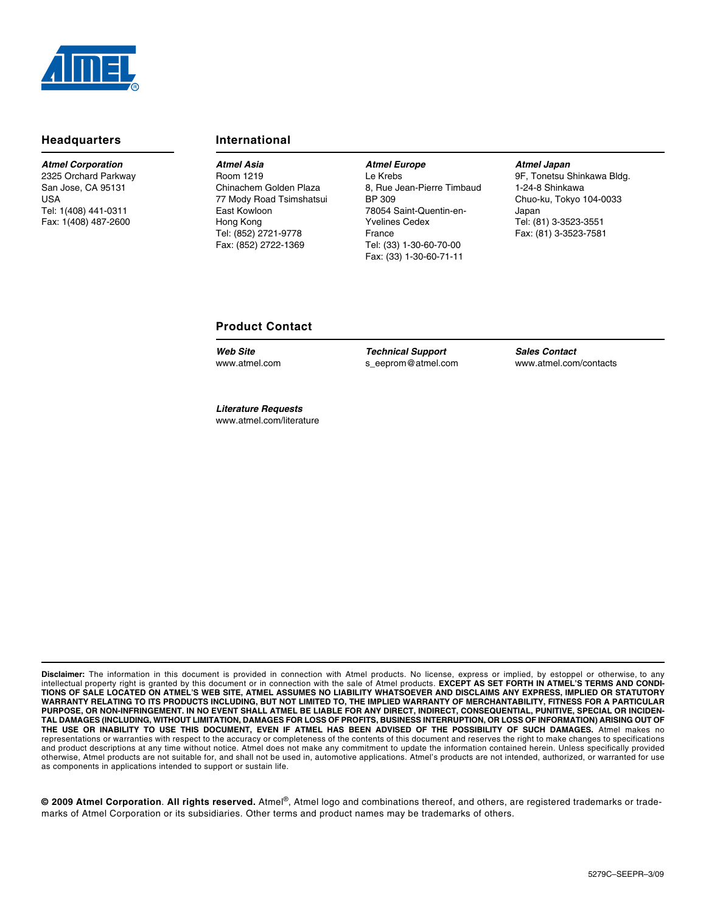## Headquarters

***Atmel Corporation***
2325 Orchard Parkway
San Jose, CA 95131
USA
Tel: 1(408) 441-0311
Fax: 1(408) 487-2600

## International

***Atmel Asia***
Room 1219
Chinachem Golden Plaza
77 Mody Road Tsimshatsui
East Kowloon
Hong Kong
Tel: (852) 2721-9778
Fax: (852) 2722-1369

***Atmel Europe***
Le Krebs
8, Rue Jean-Pierre Timbaud
BP 309
78054 Saint-Quentin-en-Yvelines Cedex
France
Tel: (33) 1-30-60-70-00
Fax: (33) 1-30-60-71-11

***Atmel Japan***
9F, Tonetsu Shinkawa Bldg.
1-24-8 Shinkawa
Chuo-ku, Tokyo 104-0033
Japan
Tel: (81) 3-3523-3551
Fax: (81) 3-3523-7581

## Product Contact

***Web Site***
www.atmel.com

***Technical Support***
s_eeprom@atmel.com

***Sales Contact***
www.atmel.com/contacts

***Literature Requests***
www.atmel.com/literature

**Disclaimer:** The information in this document is provided in connection with Atmel products. No license, express or implied, by estoppel or otherwise, to any intellectual property right is granted by this document or in connection with the sale of Atmel products. **EXCEPT AS SET FORTH IN ATMEL'S TERMS AND CONDITIONS OF SALE LOCATED ON ATMEL'S WEB SITE, ATMEL ASSUMES NO LIABILITY WHATSOEVER AND DISCLAIMS ANY EXPRESS, IMPLIED OR STATUTORY WARRANTY RELATING TO ITS PRODUCTS INCLUDING, BUT NOT LIMITED TO, THE IMPLIED WARRANTY OF MERCHANTABILITY, FITNESS FOR A PARTICULAR PURPOSE, OR NON-INFRINGEMENT. IN NO EVENT SHALL ATMEL BE LIABLE FOR ANY DIRECT, INDIRECT, CONSEQUENTIAL, PUNITIVE, SPECIAL OR INCIDENTAL DAMAGES (INCLUDING, WITHOUT LIMITATION, DAMAGES FOR LOSS OF PROFITS, BUSINESS INTERRUPTION, OR LOSS OF INFORMATION) ARISING OUT OF THE USE OR INABILITY TO USE THIS DOCUMENT, EVEN IF ATMEL HAS BEEN ADVISED OF THE POSSIBILITY OF SUCH DAMAGES.** Atmel makes no representations or warranties with respect to the accuracy or completeness of the contents of this document and reserves the right to make changes to specifications and product descriptions at any time without notice. Atmel does not make any commitment to update the information contained herein. Unless specifically provided otherwise, Atmel products are not suitable for, and shall not be used in, automotive applications. Atmel's products are not intended, authorized, or warranted for use as components in applications intended to support or sustain life.

**© 2009 Atmel Corporation**. **All rights reserved.** Atmel®, Atmel logo and combinations thereof, and others, are registered trademarks or trademarks of Atmel Corporation or its subsidiaries. Other terms and product names may be trademarks of others.

5279C–SEEPR–3/09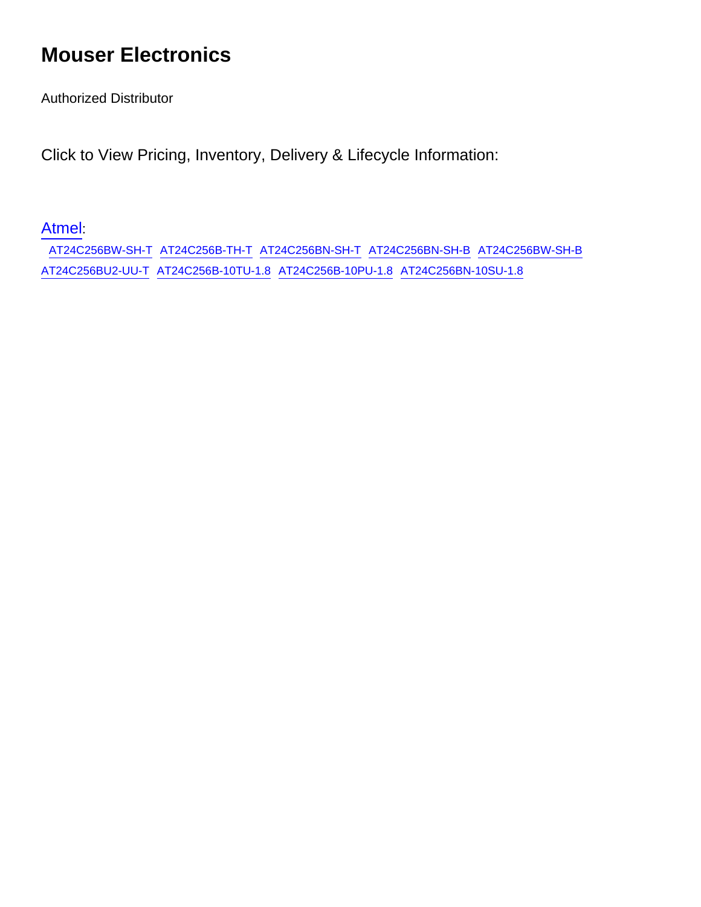# Mouser Electronics

Authorized Distributor

Click to View Pricing, Inventory, Delivery & Lifecycle Information:

Atmel:

AT24C256BW-SH-T  AT24C256B-TH-T  AT24C256BN-SH-T  AT24C256BN-SH-B  AT24C256BW-SH-B
AT24C256BU2-UU-T  AT24C256B-10TU-1.8  AT24C256B-10PU-1.8  AT24C256BN-10SU-1.8